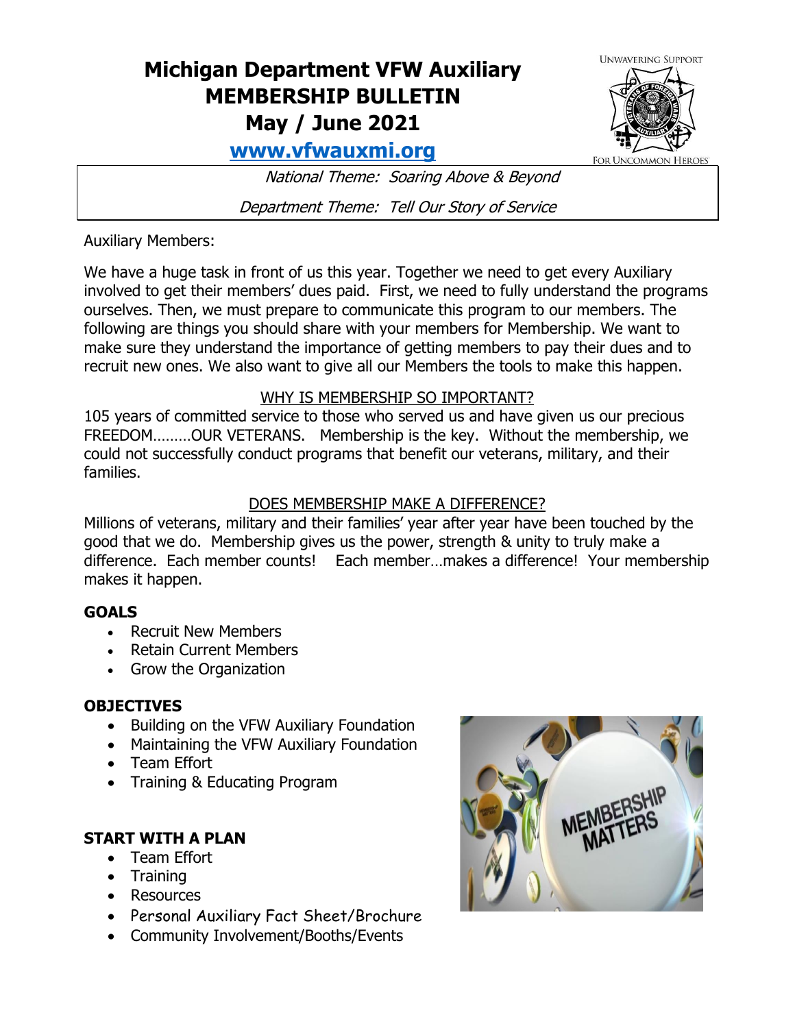# Michigan Department VFW Auxiliary MEMBERSHIP BULLETIN May / June 2021

**www.vfwauxmi.org**

*National Theme: Soaring Above & Beyond*

*Department Theme: Tell Our Story of Service*

Auxiliary Members:

We have a huge task in front of us this year. Together we need to get every Auxiliary involved to get their members' dues paid. First, we need to fully understand the programs ourselves. Then, we must prepare to communicate this program to our members. The following are things you should share with your members for Membership. We want to make sure they understand the importance of getting members to pay their dues and to recruit new ones. We also want to give all our Members the tools to make this happen.

## WHY IS MEMBERSHIP SO IMPORTANT?

105 years of committed service to those who served us and have given us our precious FREEDOM………OUR VETERANS. Membership is the key. Without the membership, we could not successfully conduct programs that benefit our veterans, military, and their families.

## DOES MEMBERSHIP MAKE A DIFFERENCE?

Millions of veterans, military and their families' year after year have been touched by the good that we do. Membership gives us the power, strength & unity to truly make a difference. Each member counts! Each member…makes a difference! Your membership makes it happen.

### GOALS

- Recruit New Members
- Retain Current Members
- Grow the Organization

### OBJECTIVES

- Building on the VFW Auxiliary Foundation
- Maintaining the VFW Auxiliary Foundation
- Team Effort
- Training & Educating Program

### START WITH A PLAN

- Team Effort
- Training
- Resources
- Personal Auxiliary Fact Sheet/Brochure
- Community Involvement/Booths/Events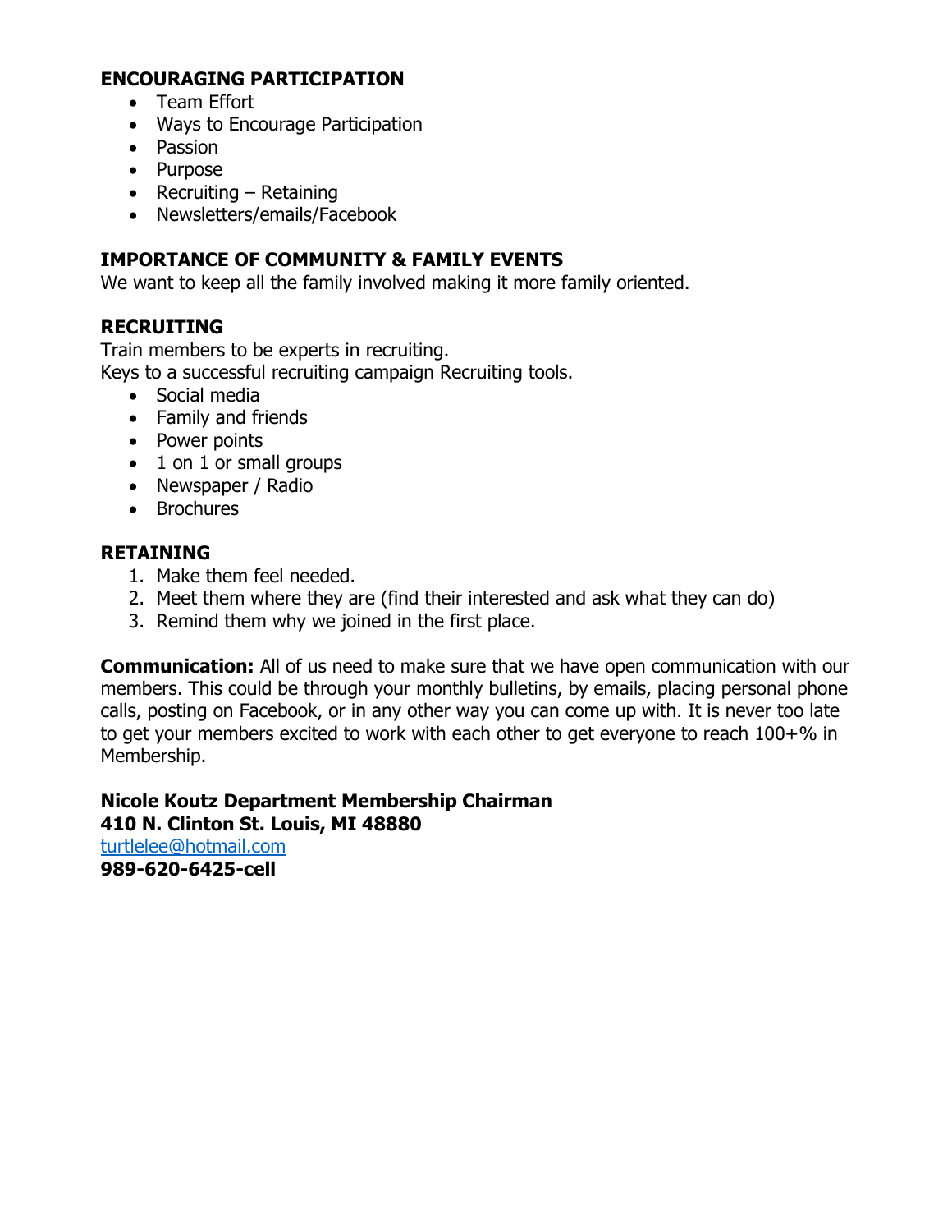**ENCOURAGING PARTICIPATION**

- Team Effort
- Ways to Encourage Participation
- Passion
- Purpose
- Recruiting – Retaining
- Newsletters/emails/Facebook

**IMPORTANCE OF COMMUNITY & FAMILY EVENTS**

We want to keep all the family involved making it more family oriented.

**RECRUITING**

Train members to be experts in recruiting.
Keys to a successful recruiting campaign Recruiting tools.

- Social media
- Family and friends
- Power points
- 1 on 1 or small groups
- Newspaper / Radio
- Brochures

**RETAINING**

1. Make them feel needed.
2. Meet them where they are (find their interested and ask what they can do)
3. Remind them why we joined in the first place.

**Communication:** All of us need to make sure that we have open communication with our members. This could be through your monthly bulletins, by emails, placing personal phone calls, posting on Facebook, or in any other way you can come up with. It is never too late to get your members excited to work with each other to get everyone to reach 100+% in Membership.

**Nicole Koutz Department Membership Chairman**
**410 N. Clinton St. Louis, MI 48880**
turtlelee@hotmail.com
**989-620-6425-cell**